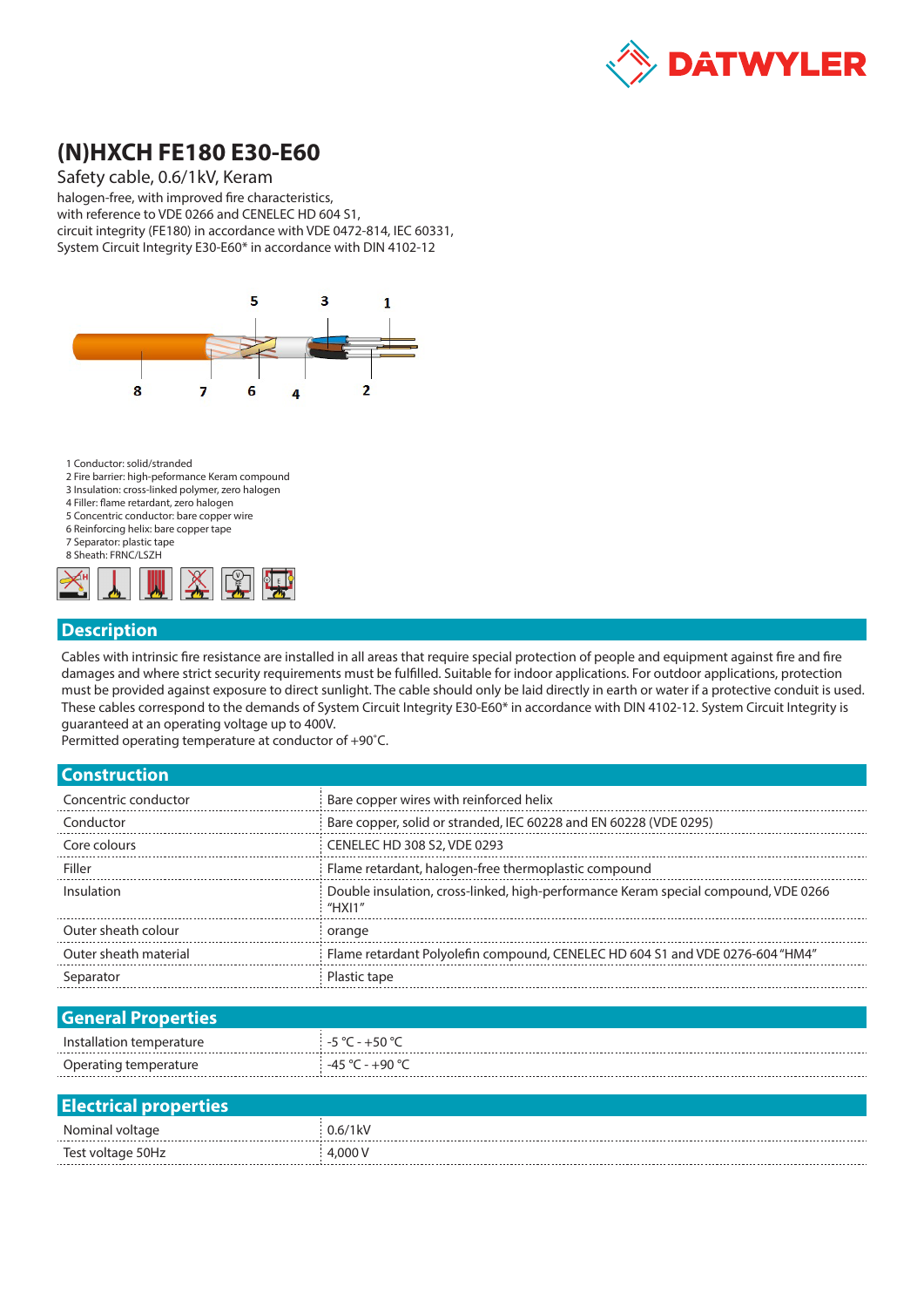DATWYLER

# (N)HXCH FE180 E30-E60

Safety cable, 0.6/1kV, Keram

halogen-free, with improved fire characteristics,
with reference to VDE 0266 and CENELEC HD 604 S1,
circuit integrity (FE180) in accordance with VDE 0472-814, IEC 60331,
System Circuit Integrity E30-E60* in accordance with DIN 4102-12

1 Conductor: solid/stranded
2 Fire barrier: high-peformance Keram compound
3 Insulation: cross-linked polymer, zero halogen
4 Filler: flame retardant, zero halogen
5 Concentric conductor: bare copper wire
6 Reinforcing helix: bare copper tape
7 Separator: plastic tape
8 Sheath: FRNC/LSZH

## Description

Cables with intrinsic fire resistance are installed in all areas that require special protection of people and equipment against fire and fire damages and where strict security requirements must be fulfilled. Suitable for indoor applications. For outdoor applications, protection must be provided against exposure to direct sunlight. The cable should only be laid directly in earth or water if a protective conduit is used. These cables correspond to the demands of System Circuit Integrity E30-E60* in accordance with DIN 4102-12. System Circuit Integrity is guaranteed at an operating voltage up to 400V.
Permitted operating temperature at conductor of +90˚C.

## Construction

| | |
|---|---|
| Concentric conductor | Bare copper wires with reinforced helix |
| Conductor | Bare copper, solid or stranded, IEC 60228 and EN 60228 (VDE 0295) |
| Core colours | CENELEC HD 308 S2, VDE 0293 |
| Filler | Flame retardant, halogen-free thermoplastic compound |
| Insulation | Double insulation, cross-linked, high-performance Keram special compound, VDE 0266 "HXI1" |
| Outer sheath colour | orange |
| Outer sheath material | Flame retardant Polyolefin compound, CENELEC HD 604 S1 and VDE 0276-604 "HM4" |
| Separator | Plastic tape |

## General Properties

| | |
|---|---|
| Installation temperature | -5 °C - +50 °C |
| Operating temperature | -45 °C - +90 °C |

## Electrical properties

| | |
|---|---|
| Nominal voltage | 0.6/1kV |
| Test voltage 50Hz | 4,000 V |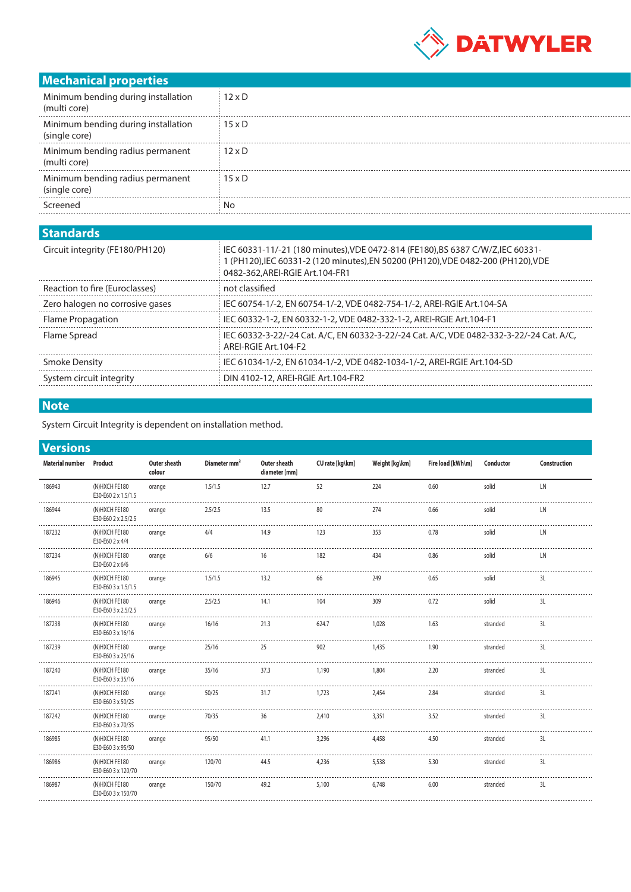## Mechanical properties

| | |
|---|---|
| Minimum bending during installation (multi core) | 12 x D |
| Minimum bending during installation (single core) | 15 x D |
| Minimum bending radius permanent (multi core) | 12 x D |
| Minimum bending radius permanent (single core) | 15 x D |
| Screened | No |

## Standards

| | |
|---|---|
| Circuit integrity (FE180/PH120) | IEC 60331-11/-21 (180 minutes),VDE 0472-814 (FE180),BS 6387 C/W/Z,IEC 60331-1 (PH120),IEC 60331-2 (120 minutes),EN 50200 (PH120),VDE 0482-200 (PH120),VDE 0482-362,AREI-RGIE Art.104-FR1 |
| Reaction to fire (Euroclasses) | not classified |
| Zero halogen no corrosive gases | IEC 60754-1/-2, EN 60754-1/-2, VDE 0482-754-1/-2, AREI-RGIE Art.104-SA |
| Flame Propagation | IEC 60332-1-2, EN 60332-1-2, VDE 0482-332-1-2, AREI-RGIE Art.104-F1 |
| Flame Spread | IEC 60332-3-22/-24 Cat. A/C, EN 60332-3-22/-24 Cat. A/C, VDE 0482-332-3-22/-24 Cat. A/C, AREI-RGIE Art.104-F2 |
| Smoke Density | IEC 61034-1/-2, EN 61034-1/-2, VDE 0482-1034-1/-2, AREI-RGIE Art.104-SD |
| System circuit integrity | DIN 4102-12, AREI-RGIE Art.104-FR2 |

## Note

System Circuit Integrity is dependent on installation method.

## Versions

| Material number | Product | Outer sheath colour | Diameter mm² | Outer sheath diameter [mm] | CU rate [kg\km] | Weight [kg\km] | Fire load [kWh\m] | Conductor | Construction |
|---|---|---|---|---|---|---|---|---|---|
| 186943 | (N)HXCH FE180 E30-E60 2 x 1.5/1.5 | orange | 1.5/1.5 | 12.7 | 52 | 224 | 0.60 | solid | LN |
| 186944 | (N)HXCH FE180 E30-E60 2 x 2.5/2.5 | orange | 2.5/2.5 | 13.5 | 80 | 274 | 0.66 | solid | LN |
| 187232 | (N)HXCH FE180 E30-E60 2 x 4/4 | orange | 4/4 | 14.9 | 123 | 353 | 0.78 | solid | LN |
| 187234 | (N)HXCH FE180 E30-E60 2 x 6/6 | orange | 6/6 | 16 | 182 | 434 | 0.86 | solid | LN |
| 186945 | (N)HXCH FE180 E30-E60 3 x 1.5/1.5 | orange | 1.5/1.5 | 13.2 | 66 | 249 | 0.65 | solid | 3L |
| 186946 | (N)HXCH FE180 E30-E60 3 x 2.5/2.5 | orange | 2.5/2.5 | 14.1 | 104 | 309 | 0.72 | solid | 3L |
| 187238 | (N)HXCH FE180 E30-E60 3 x 16/16 | orange | 16/16 | 21.3 | 624.7 | 1,028 | 1.63 | stranded | 3L |
| 187239 | (N)HXCH FE180 E30-E60 3 x 25/16 | orange | 25/16 | 25 | 902 | 1,435 | 1.90 | stranded | 3L |
| 187240 | (N)HXCH FE180 E30-E60 3 x 35/16 | orange | 35/16 | 37.3 | 1,190 | 1,804 | 2.20 | stranded | 3L |
| 187241 | (N)HXCH FE180 E30-E60 3 x 50/25 | orange | 50/25 | 31.7 | 1,723 | 2,454 | 2.84 | stranded | 3L |
| 187242 | (N)HXCH FE180 E30-E60 3 x 70/35 | orange | 70/35 | 36 | 2,410 | 3,351 | 3.52 | stranded | 3L |
| 186985 | (N)HXCH FE180 E30-E60 3 x 95/50 | orange | 95/50 | 41.1 | 3,296 | 4,458 | 4.50 | stranded | 3L |
| 186986 | (N)HXCH FE180 E30-E60 3 x 120/70 | orange | 120/70 | 44.5 | 4,236 | 5,538 | 5.30 | stranded | 3L |
| 186987 | (N)HXCH FE180 E30-E60 3 x 150/70 | orange | 150/70 | 49.2 | 5,100 | 6,748 | 6.00 | stranded | 3L |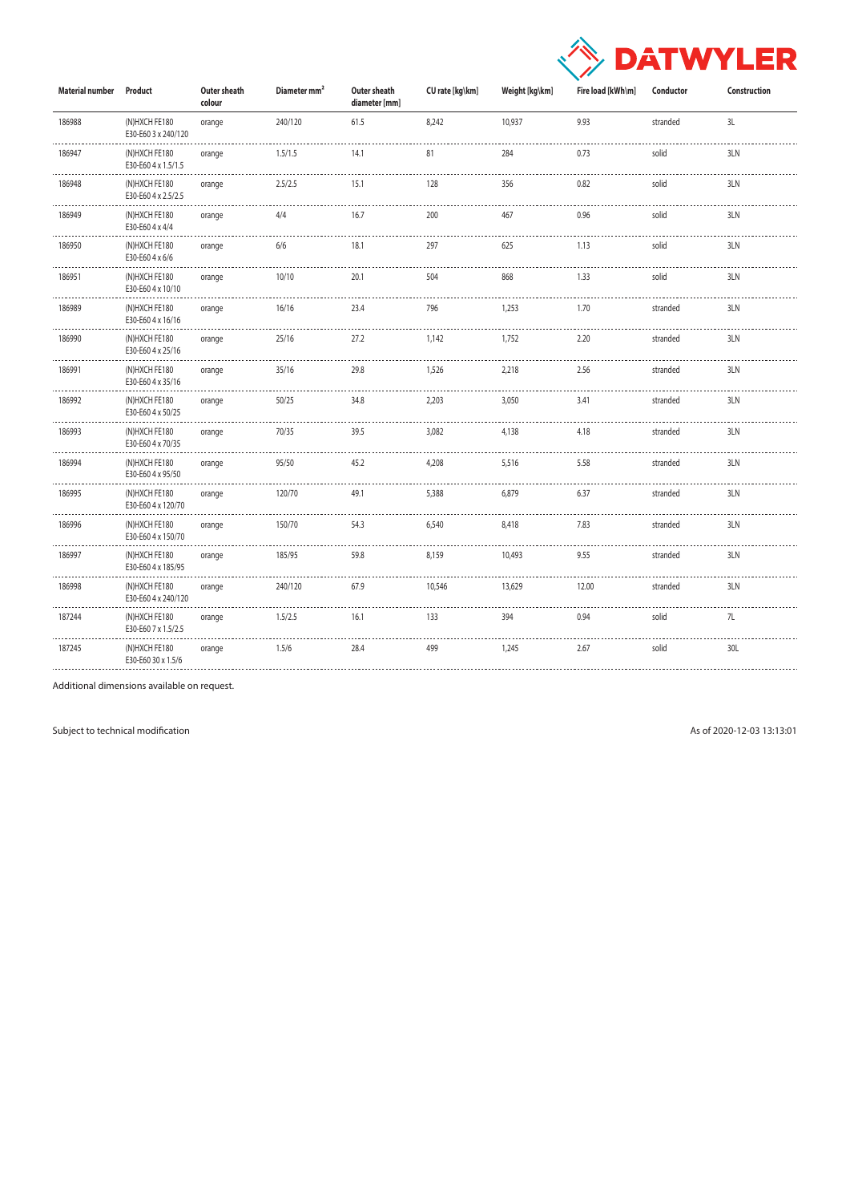| Material number | Product | Outer sheath colour | Diameter mm² | Outer sheath diameter [mm] | CU rate [kg\km] | Weight [kg\km] | Fire load [kWh\m] | Conductor | Construction |
|---|---|---|---|---|---|---|---|---|---|
| 186988 | (N)HXCH FE180 E30-E60 3 x 240/120 | orange | 240/120 | 61.5 | 8,242 | 10,937 | 9.93 | stranded | 3L |
| 186947 | (N)HXCH FE180 E30-E60 4 x 1.5/1.5 | orange | 1.5/1.5 | 14.1 | 81 | 284 | 0.73 | solid | 3LN |
| 186948 | (N)HXCH FE180 E30-E60 4 x 2.5/2.5 | orange | 2.5/2.5 | 15.1 | 128 | 356 | 0.82 | solid | 3LN |
| 186949 | (N)HXCH FE180 E30-E60 4 x 4/4 | orange | 4/4 | 16.7 | 200 | 467 | 0.96 | solid | 3LN |
| 186950 | (N)HXCH FE180 E30-E60 4 x 6/6 | orange | 6/6 | 18.1 | 297 | 625 | 1.13 | solid | 3LN |
| 186951 | (N)HXCH FE180 E30-E60 4 x 10/10 | orange | 10/10 | 20.1 | 504 | 868 | 1.33 | solid | 3LN |
| 186989 | (N)HXCH FE180 E30-E60 4 x 16/16 | orange | 16/16 | 23.4 | 796 | 1,253 | 1.70 | stranded | 3LN |
| 186990 | (N)HXCH FE180 E30-E60 4 x 25/16 | orange | 25/16 | 27.2 | 1,142 | 1,752 | 2.20 | stranded | 3LN |
| 186991 | (N)HXCH FE180 E30-E60 4 x 35/16 | orange | 35/16 | 29.8 | 1,526 | 2,218 | 2.56 | stranded | 3LN |
| 186992 | (N)HXCH FE180 E30-E60 4 x 50/25 | orange | 50/25 | 34.8 | 2,203 | 3,050 | 3.41 | stranded | 3LN |
| 186993 | (N)HXCH FE180 E30-E60 4 x 70/35 | orange | 70/35 | 39.5 | 3,082 | 4,138 | 4.18 | stranded | 3LN |
| 186994 | (N)HXCH FE180 E30-E60 4 x 95/50 | orange | 95/50 | 45.2 | 4,208 | 5,516 | 5.58 | stranded | 3LN |
| 186995 | (N)HXCH FE180 E30-E60 4 x 120/70 | orange | 120/70 | 49.1 | 5,388 | 6,879 | 6.37 | stranded | 3LN |
| 186996 | (N)HXCH FE180 E30-E60 4 x 150/70 | orange | 150/70 | 54.3 | 6,540 | 8,418 | 7.83 | stranded | 3LN |
| 186997 | (N)HXCH FE180 E30-E60 4 x 185/95 | orange | 185/95 | 59.8 | 8,159 | 10,493 | 9.55 | stranded | 3LN |
| 186998 | (N)HXCH FE180 E30-E60 4 x 240/120 | orange | 240/120 | 67.9 | 10,546 | 13,629 | 12.00 | stranded | 3LN |
| 187244 | (N)HXCH FE180 E30-E60 7 x 1.5/2.5 | orange | 1.5/2.5 | 16.1 | 133 | 394 | 0.94 | solid | 7L |
| 187245 | (N)HXCH FE180 E30-E60 30 x 1.5/6 | orange | 1.5/6 | 28.4 | 499 | 1,245 | 2.67 | solid | 30L |

Additional dimensions available on request.

Subject to technical modification

As of 2020-12-03 13:13:01